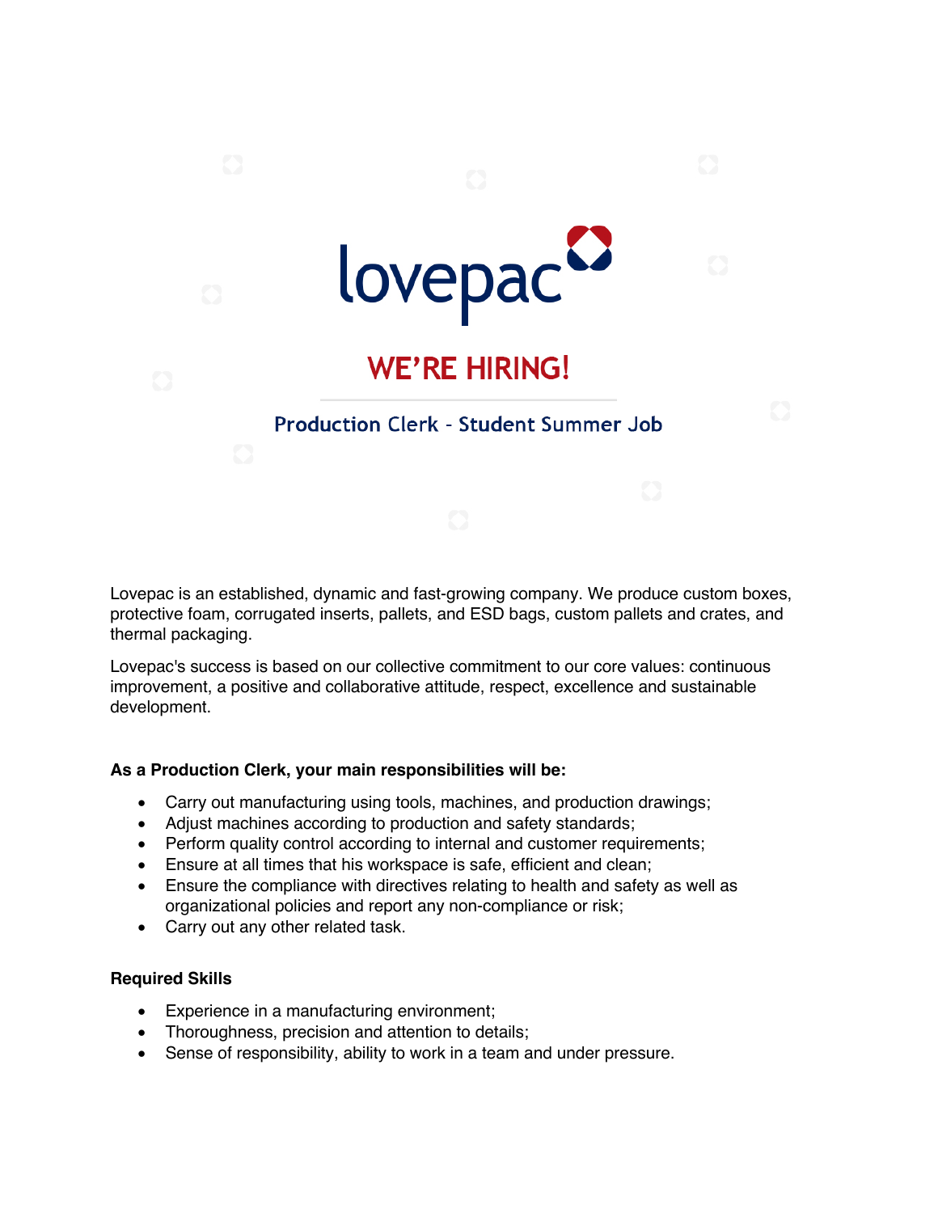lovepac

# WE'RE HIRING!

## Production Clerk - Student Summer Job

Lovepac is an established, dynamic and fast-growing company. We produce custom boxes, protective foam, corrugated inserts, pallets, and ESD bags, custom pallets and crates, and thermal packaging.

Lovepac's success is based on our collective commitment to our core values: continuous improvement, a positive and collaborative attitude, respect, excellence and sustainable development.

**As a Production Clerk, your main responsibilities will be:**

- Carry out manufacturing using tools, machines, and production drawings;
- Adjust machines according to production and safety standards;
- Perform quality control according to internal and customer requirements;
- Ensure at all times that his workspace is safe, efficient and clean;
- Ensure the compliance with directives relating to health and safety as well as organizational policies and report any non-compliance or risk;
- Carry out any other related task.

**Required Skills**

- Experience in a manufacturing environment;
- Thoroughness, precision and attention to details;
- Sense of responsibility, ability to work in a team and under pressure.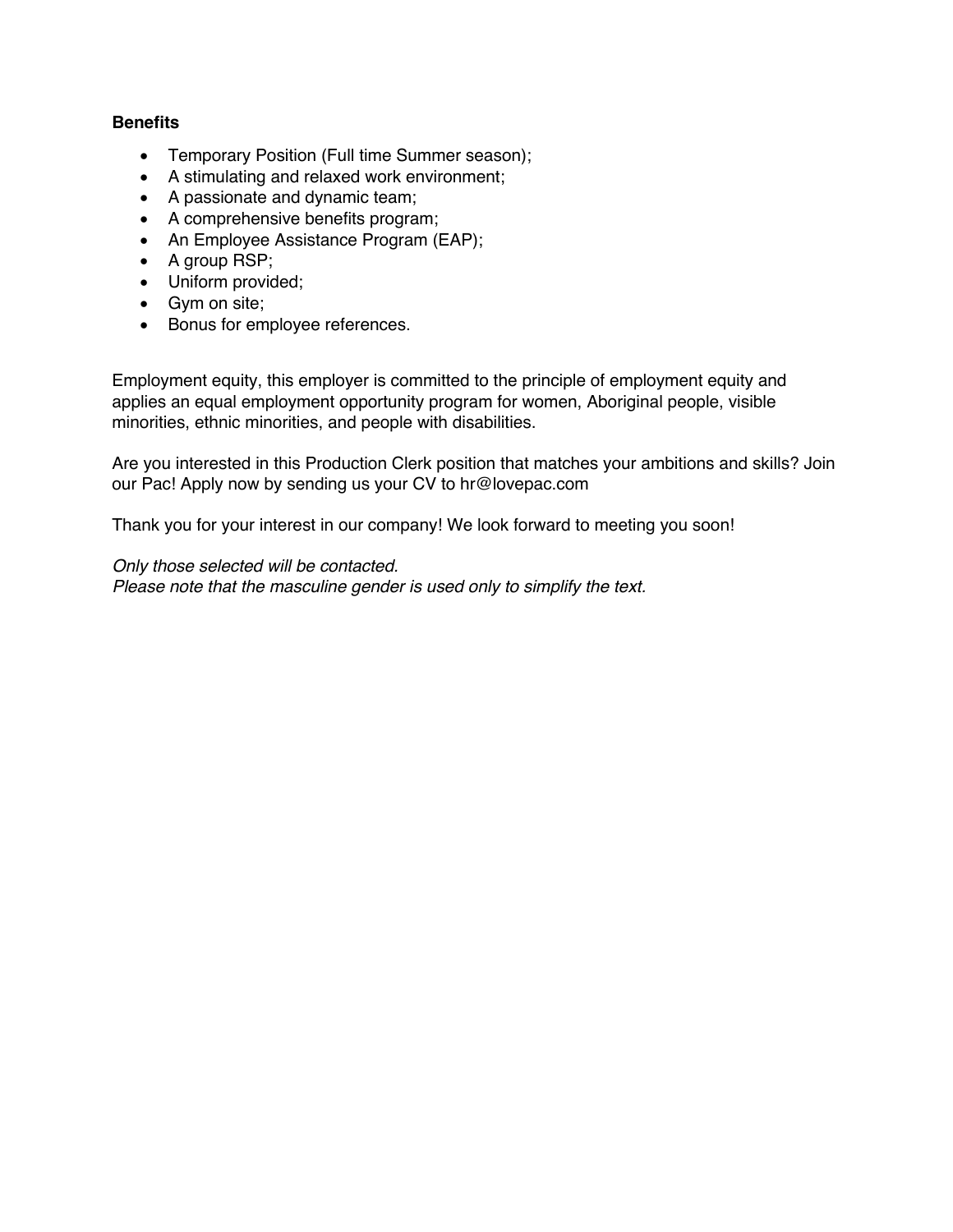**Benefits**

- Temporary Position (Full time Summer season);
- A stimulating and relaxed work environment;
- A passionate and dynamic team;
- A comprehensive benefits program;
- An Employee Assistance Program (EAP);
- A group RSP;
- Uniform provided;
- Gym on site;
- Bonus for employee references.

Employment equity, this employer is committed to the principle of employment equity and applies an equal employment opportunity program for women, Aboriginal people, visible minorities, ethnic minorities, and people with disabilities.

Are you interested in this Production Clerk position that matches your ambitions and skills? Join our Pac! Apply now by sending us your CV to hr@lovepac.com

Thank you for your interest in our company! We look forward to meeting you soon!

*Only those selected will be contacted.*
*Please note that the masculine gender is used only to simplify the text.*